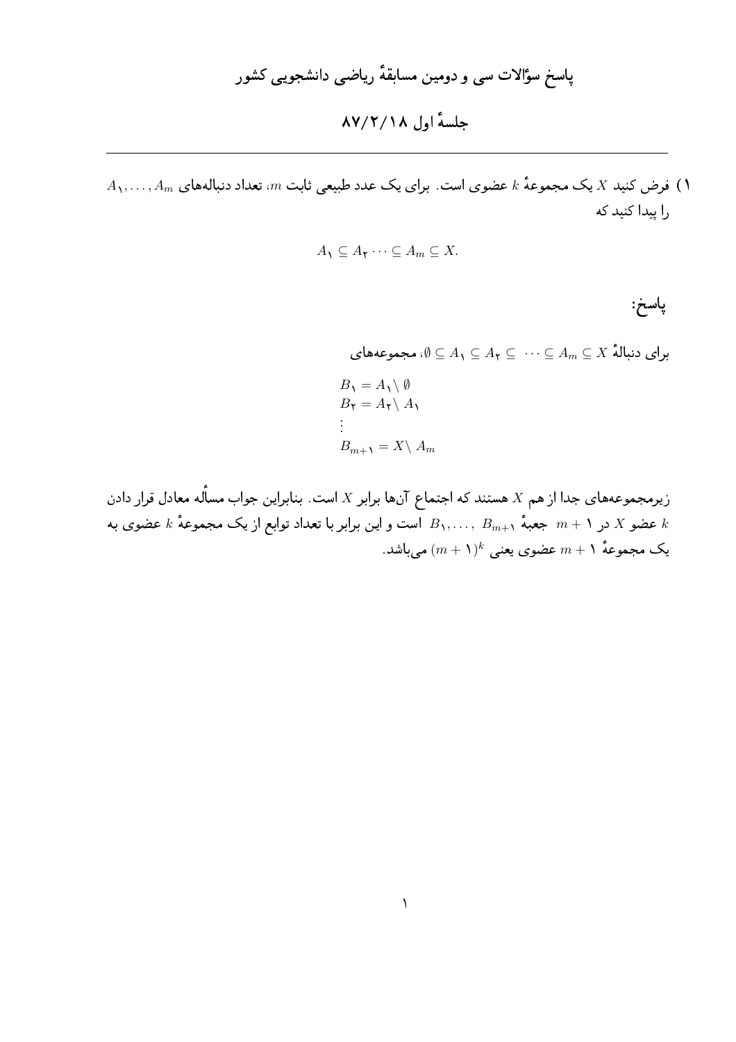# پاسخ سؤالات سی و دومین مسابقهٔ ریاضی دانشجویی کشور

## جلسهٔ اول ۸۷/۲/۱۸

---

۱) فرض کنید $X$ یک مجموعهٔ $k$ عضوی است. برای یک عدد طبیعی ثابت $m$، تعداد دنباله‌های $A_1, \dots, A_m$ را پیدا کنید که

$$A_1 \subseteq A_2 \cdots \subseteq A_m \subseteq X.$$

**پاسخ:**

برای دنبالهٔ $\emptyset \subseteq A_1 \subseteq A_2 \subseteq \cdots \subseteq A_m \subseteq X$، مجموعه‌های

$$
\begin{aligned}
&B_1 = A_1 \setminus \emptyset \\
&B_2 = A_2 \setminus A_1 \\
&\vdots \\
&B_{m+1} = X \setminus A_m
\end{aligned}
$$

زیرمجموعه‌های جدا از هم $X$ هستند که اجتماع آن‌ها برابر $X$ است. بنابراین جواب مسأله معادل قرار دادن $k$ عضو $X$ در $m+1$ جعبهٔ $B_1, \dots, B_{m+1}$ است و این برابر با تعداد توابع از یک مجموعهٔ $k$ عضوی به یک مجموعهٔ $m+1$ عضوی یعنی $(m+1)^k$ می‌باشد.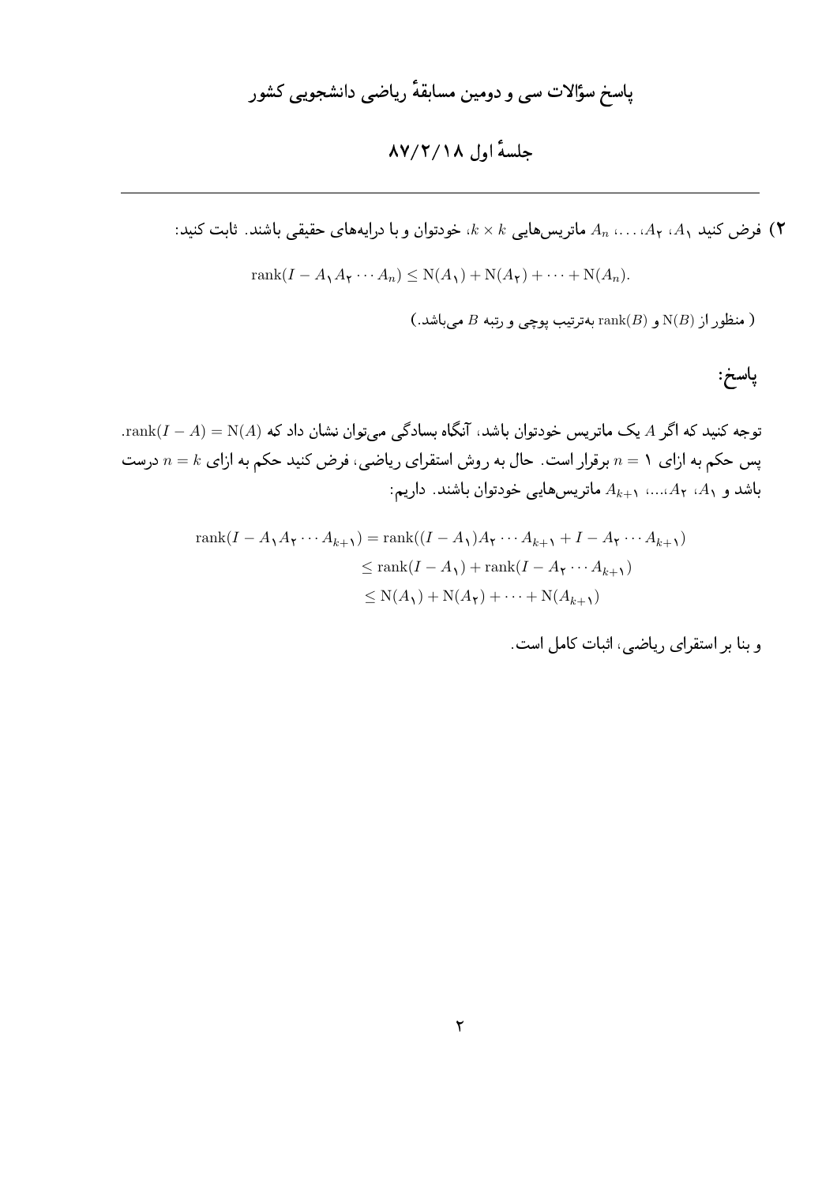# پاسخ سؤالات سی و دومین مسابقهٔ ریاضی دانشجویی کشور

## جلسهٔ اول ۸۷/۲/۱۸

---

**۲)** فرض کنید $A_1$، $A_2$، $\dots$، $A_n$ ماتریس‌هایی $k \times k$، خودتوان و با درایه‌های حقیقی باشند. ثابت کنید:

$$\operatorname{rank}(I - A_1 A_2 \cdots A_n) \leq \mathrm{N}(A_1) + \mathrm{N}(A_2) + \cdots + \mathrm{N}(A_n).$$

( منظور از $\mathrm{N}(B)$ و $\operatorname{rank}(B)$ به‌ترتیب پوچی و رتبه $B$ می‌باشد.)

### پاسخ:

توجه کنید که اگر $A$ یک ماتریس خودتوان باشد، آنگاه بسادگی می‌توان نشان داد که $\operatorname{rank}(I - A) = \mathrm{N}(A)$. پس حکم به ازای $n = 1$ برقرار است. حال به روش استقرای ریاضی، فرض کنید حکم به ازای $n = k$ درست باشد و $A_1$، $A_2$،...، $A_{k+1}$ ماتریس‌هایی خودتوان باشند. داریم:

$$\begin{aligned}
\operatorname{rank}(I - A_1 A_2 \cdots A_{k+1}) &= \operatorname{rank}((I - A_1)A_2 \cdots A_{k+1} + I - A_2 \cdots A_{k+1}) \\
&\leq \operatorname{rank}(I - A_1) + \operatorname{rank}(I - A_2 \cdots A_{k+1}) \\
&\leq \mathrm{N}(A_1) + \mathrm{N}(A_2) + \cdots + \mathrm{N}(A_{k+1})
\end{aligned}$$

و بنا بر استقرای ریاضی، اثبات کامل است.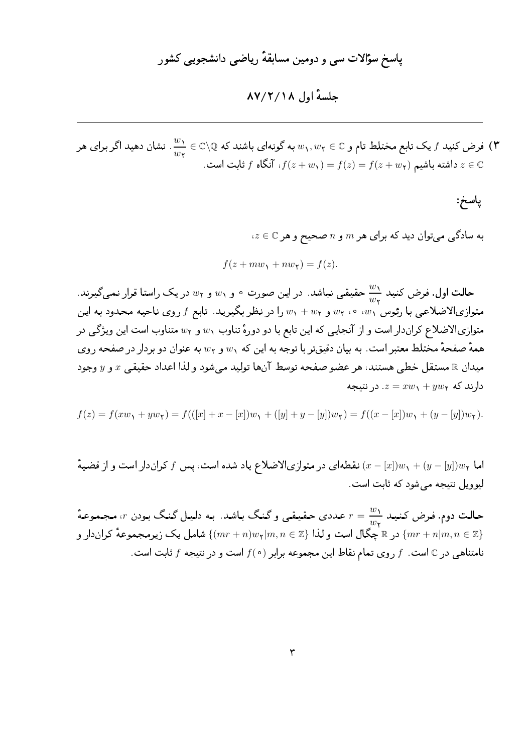# پاسخ سؤالات سی و دومین مسابقهٔ ریاضی دانشجویی کشور

## جلسهٔ اول ۸۷/۲/۱۸

---

۳) فرض کنید $f$ یک تابع مختلط تام و $w_1, w_2 \in \mathbb{C}$ به گونه‌ای باشند که $\frac{w_1}{w_2} \in \mathbb{C}\backslash\mathbb{Q}$. نشان دهید اگر برای هر $z \in \mathbb{C}$ داشته باشیم $f(z+w_1) = f(z) = f(z+w_2)$، آنگاه $f$ ثابت است.

### پاسخ:

به سادگی می‌توان دید که برای هر $m$ و $n$ صحیح و هر $z \in \mathbb{C}$،

$$f(z + mw_1 + nw_2) = f(z).$$

**حالت اول.** فرض کنید $\frac{w_1}{w_2}$ حقیقی نباشد. در این صورت $0$ و $w_1$ و $w_2$ در یک راستا قرار نمی‌گیرند. متوازی‌الاضلاعی با رئوس $w_1$، $0$، $w_2$ و $w_1 + w_2$ را در نظر بگیرید. تابع $f$ روی ناحیه محدود به این متوازی‌الاضلاع کران‌دار است و از آنجایی که این تابع با دو دورهٔ تناوب $w_1$ و $w_2$ متناوب است این ویژگی در همهٔ صفحهٔ مختلط معتبر است. به بیان دقیق‌تر با توجه به این که $w_1$ و $w_2$ به عنوان دو بردار در صفحه روی میدان $\mathbb{R}$ مستقل خطی هستند، هر عضو صفحه توسط آن‌ها تولید می‌شود و لذا اعداد حقیقی $x$ و $y$ وجود دارند که $z = xw_1 + yw_2$. در نتیجه

$$f(z) = f(xw_1 + yw_2) = f(([x] + x - [x])w_1 + ([y] + y - [y])w_2) = f((x - [x])w_1 + (y - [y])w_2).$$

اما $(x - [x])w_1 + (y - [y])w_2$ نقطه‌ای در متوازی‌الاضلاع یاد شده است، پس $f$ کران‌دار است و از قضیهٔ لیوویل نتیجه می‌شود که ثابت است.

**حالت دوم.** فرض کنید $r = \frac{w_1}{w_2}$ عددی حقیقی و گنگ باشد. به دلیل گنگ بودن $r$، مجموعهٔ $\{mr + n | m, n \in \mathbb{Z}\}$ در $\mathbb{R}$ چگال است و لذا $\{(mr + n)w_2 | m, n \in \mathbb{Z}\}$ شامل یک زیرمجموعهٔ کران‌دار و نامتناهی در $\mathbb{C}$ است. $f$ روی تمام نقاط این مجموعه برابر $f(0)$ است و در نتیجه $f$ ثابت است.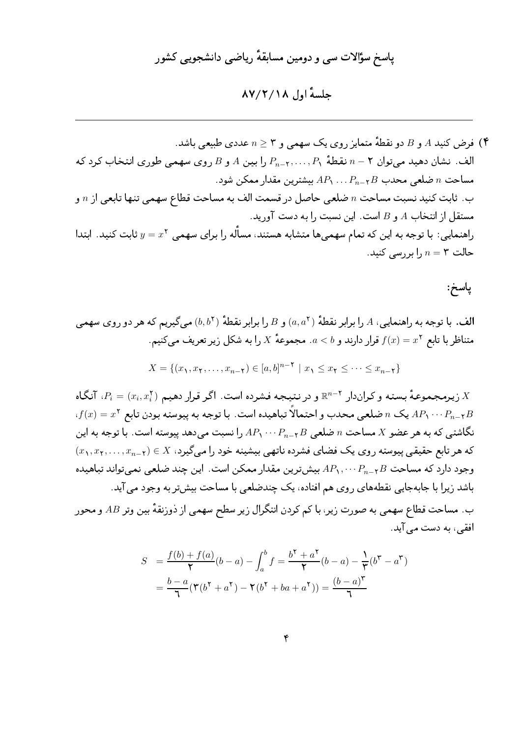# پاسخ سؤالات سی و دومین مسابقهٔ ریاضی دانشجویی کشور

## جلسهٔ اول ۸۷/۲/۱۸

---

۴) فرض کنید $A$ و $B$ دو نقطهٔ متمایز روی یک سهمی و $n \geq 3$ عددی طبیعی باشد.

الف. نشان دهید می‌توان $n-2$ نقطهٔ $P_1, \ldots, P_{n-2}$ را بین $A$ و $B$ روی سهمی طوری انتخاب کرد که مساحت $n$ ضلعی محدب $AP_1 \ldots P_{n-2}B$ بیشترین مقدار ممکن شود.

ب. ثابت کنید نسبت مساحت $n$ ضلعی حاصل در قسمت الف به مساحت قطاع سهمی تنها تابعی از $n$ و مستقل از انتخاب $A$ و $B$ است. این نسبت را به دست آورید.

راهنمایی: با توجه به این که تمام سهمی‌ها متشابه هستند، مسأله را برای سهمی $y = x^2$ ثابت کنید. ابتدا حالت $n = 3$ را بررسی کنید.

**پاسخ:**

**الف.** با توجه به راهنمایی، $A$ را برابر نقطهٔ $(a, a^2)$ و $B$ را برابر نقطهٔ $(b, b^2)$ می‌گیریم که هر دو روی سهمی متناظر با تابع $f(x) = x^2$ قرار دارند و $a < b$. مجموعهٔ $X$ را به شکل زیر تعریف می‌کنیم.

$$X = \{(x_1, x_2, \ldots, x_{n-2}) \in [a,b]^{n-2} \mid x_1 \leq x_2 \leq \cdots \leq x_{n-2}\}$$

$X$ زیرمجموعهٔ بسته و کران‌دار $\mathbb{R}^{n-2}$ و در نتیجه فشرده است. اگر قرار دهیم $P_i = (x_i, x_i^2)$، آنگاه $AP_1 \cdots P_{n-2}B$ یک $n$ ضلعی محدب و احتمالاً تباهیده است. با توجه به پیوسته بودن تابع $f(x) = x^2$، نگاشتی که به هر عضو $X$ مساحت $n$ ضلعی $AP_1 \cdots P_{n-2}B$ را نسبت می‌دهد پیوسته است. با توجه به این که هر تابع حقیقی پیوسته روی یک فضای فشرده ناتهی بیشینه خود را می‌گیرد، $(x_1, x_2, \ldots, x_{n-2}) \in X$ وجود دارد که مساحت $AP_1, \cdots P_{n-2}B$ بیش‌ترین مقدار ممکن است. این چند ضلعی نمی‌تواند تباهیده باشد زیرا با جابه‌جایی نقطه‌های روی هم افتاده، یک چندضلعی با مساحت بیش‌تر به وجود می‌آید.

ب. مساحت قطاع سهمی به صورت زیر، با کم کردن انتگرال زیر سطح سهمی از ذوزنقهٔ بین وتر $AB$ و محور افقی، به دست می‌آید.

$$\begin{aligned} S &= \frac{f(b) + f(a)}{2}(b-a) - \int_a^b f = \frac{b^2 + a^2}{2}(b-a) - \frac{1}{3}(b^3 - a^3) \\ &= \frac{b-a}{6}(3(b^2 + a^2) - 2(b^2 + ba + a^2)) = \frac{(b-a)^3}{6} \end{aligned}$$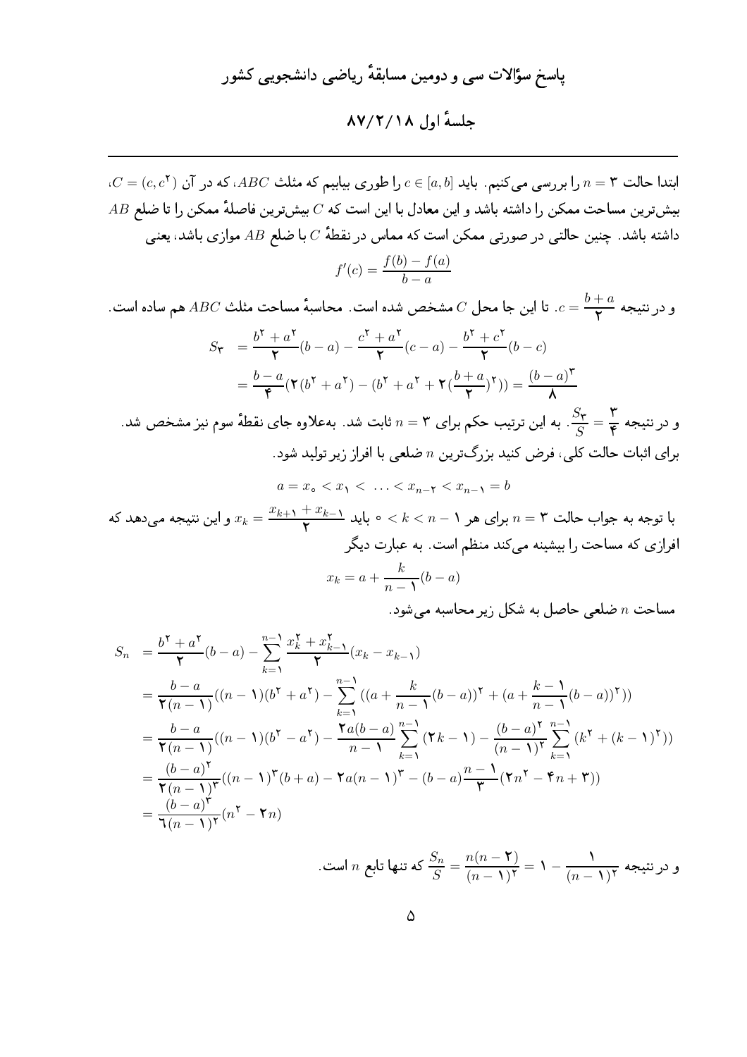# پاسخ سؤالات سی و دومین مسابقهٔ ریاضی دانشجویی کشور

## جلسهٔ اول ۸۷/۲/۱۸

ابتدا حالت $n=3$ را بررسی می‌کنیم. باید $c \in [a,b]$ را طوری بیابیم که مثلث $ABC$، که در آن $C=(c,c^2)$، بیش‌ترین مساحت ممکن را داشته باشد و این معادل با این است که $C$ بیش‌ترین فاصلهٔ ممکن را تا ضلع $AB$ داشته باشد. چنین حالتی در صورتی ممکن است که مماس در نقطهٔ $C$ با ضلع $AB$ موازی باشد، یعنی

$$f'(c) = \frac{f(b)-f(a)}{b-a}$$

و در نتیجه $c = \frac{b+a}{2}$. تا این جا محل $C$ مشخص شده است. محاسبهٔ مساحت مثلث $ABC$ هم ساده است.

$$\begin{aligned} S_3 &= \frac{b^2+a^2}{2}(b-a) - \frac{c^2+a^2}{2}(c-a) - \frac{b^2+c^2}{2}(b-c) \\ &= \frac{b-a}{4}(2(b^2+a^2) - (b^2+a^2+2(\frac{b+a}{2})^2)) = \frac{(b-a)^3}{8} \end{aligned}$$

و در نتیجه $\frac{S_3}{S} = \frac{3}{4}$. به این ترتیب حکم برای $n=3$ ثابت شد. به‌علاوه جای نقطهٔ سوم نیز مشخص شد.

برای اثبات حالت کلی، فرض کنید بزرگ‌ترین $n$ ضلعی با افراز زیر تولید شود.

$$a = x_0 < x_1 < \ldots < x_{n-2} < x_{n-1} = b$$

با توجه به جواب حالت $n=3$ برای هر $0 < k < n-1$ باید $x_k = \frac{x_{k+1}+x_{k-1}}{2}$ و این نتیجه می‌دهد که افرازی که مساحت را بیشینه می‌کند منظم است. به عبارت دیگر

$$x_k = a + \frac{k}{n-1}(b-a)$$

مساحت $n$ ضلعی حاصل به شکل زیر محاسبه می‌شود.

$$\begin{aligned} S_n &= \frac{b^2+a^2}{2}(b-a) - \sum_{k=1}^{n-1} \frac{x_k^2+x_{k-1}^2}{2}(x_k - x_{k-1}) \\ &= \frac{b-a}{2(n-1)}((n-1)(b^2+a^2) - \sum_{k=1}^{n-1}((a+\frac{k}{n-1}(b-a))^2 + (a+\frac{k-1}{n-1}(b-a))^2)) \\ &= \frac{b-a}{2(n-1)}((n-1)(b^2-a^2) - \frac{2a(b-a)}{n-1}\sum_{k=1}^{n-1}(2k-1) - \frac{(b-a)^2}{(n-1)^2}\sum_{k=1}^{n-1}(k^2+(k-1)^2)) \\ &= \frac{(b-a)^2}{2(n-1)^3}((n-1)^3(b+a) - 2a(n-1)^3 - (b-a)\frac{n-1}{3}(2n^2-4n+3)) \\ &= \frac{(b-a)^3}{6(n-1)^2}(n^2-2n) \end{aligned}$$

و در نتیجه $\frac{S_n}{S} = \frac{n(n-2)}{(n-1)^2} = 1 - \frac{1}{(n-1)^2}$ که تنها تابع $n$ است.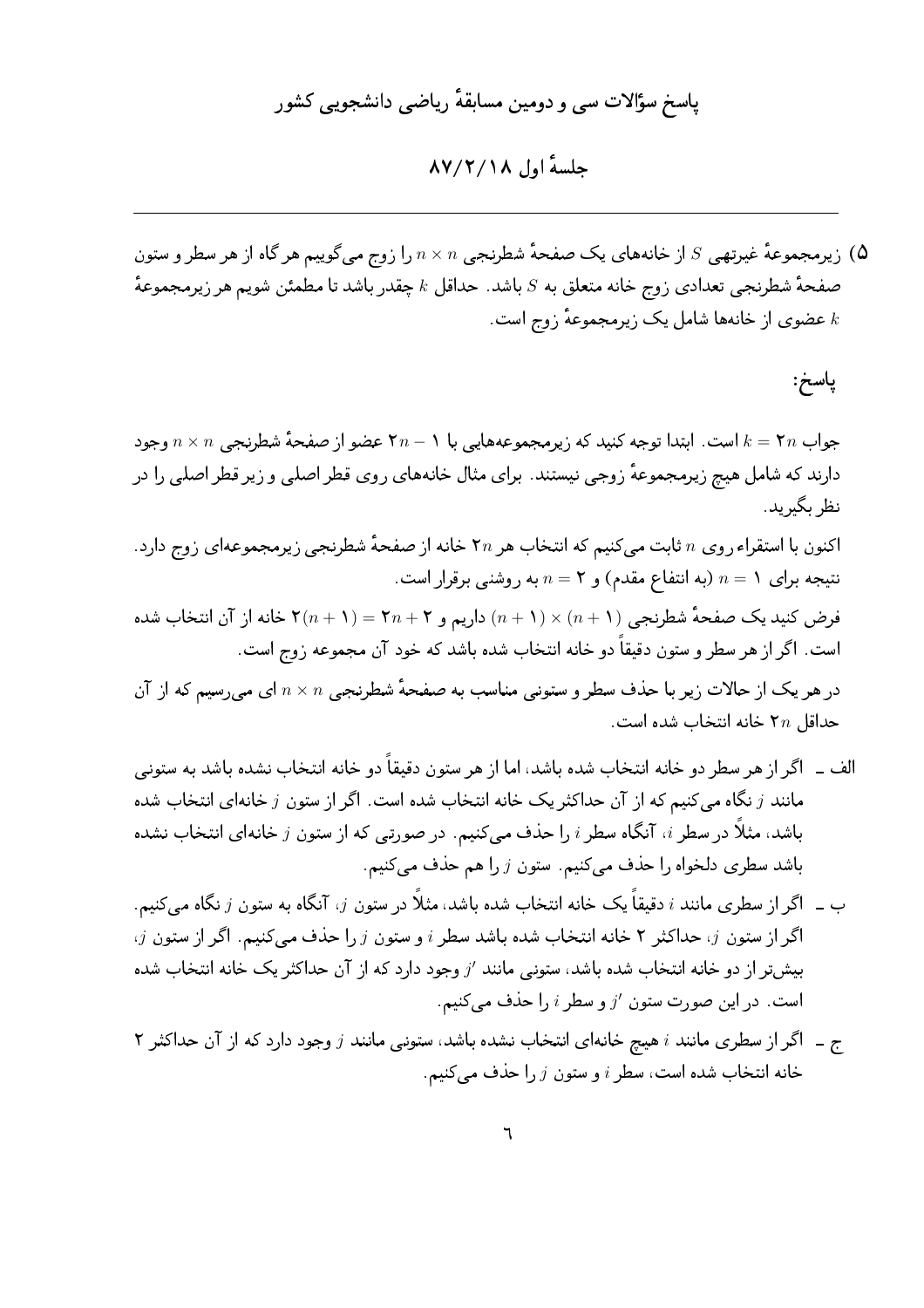## پاسخ سؤالات سی و دومین مسابقهٔ ریاضی دانشجویی کشور

### جلسهٔ اول ۸۷/۲/۱۸

---

۵) زیرمجموعهٔ غیرتهی $S$ از خانه‌های یک صفحهٔ شطرنجی $n \times n$ را زوج می‌گوییم هر گاه از هر سطر و ستون صفحهٔ شطرنجی تعدادی زوج خانه متعلق به $S$ باشد. حداقل $k$ چقدر باشد تا مطمئن شویم هر زیرمجموعهٔ $k$ عضوی از خانه‌ها شامل یک زیرمجموعهٔ زوج است.

**پاسخ:**

جواب $k = 2n$ است. ابتدا توجه کنید که زیرمجموعه‌هایی با $2n - 1$ عضو از صفحهٔ شطرنجی $n \times n$ وجود دارند که شامل هیچ زیرمجموعهٔ زوجی نیستند. برای مثال خانه‌های روی قطر اصلی و زیر قطر اصلی را در نظر بگیرید.

اکنون با استقراء روی $n$ ثابت می‌کنیم که انتخاب هر $2n$ خانه از صفحهٔ شطرنجی زیرمجموعه‌ای زوج دارد. نتیجه برای $n = 1$ (به انتفاع مقدم) و $n = 2$ به روشنی برقرار است.

فرض کنید یک صفحهٔ شطرنجی $(n + 1) \times (n + 1)$ داریم و $2n + 2 = 2(n + 1)$ خانه از آن انتخاب شده است. اگر از هر سطر و ستون دقیقاً دو خانه انتخاب شده باشد که خود آن مجموعه زوج است.

در هر یک از حالات زیر با حذف سطر و ستونی مناسب به صفحهٔ شطرنجی $n \times n$ ای می‌رسیم که از آن حداقل $2n$ خانه انتخاب شده است.

الف ـ اگر از هر سطر دو خانه انتخاب شده باشد، اما از هر ستون دقیقاً دو خانه انتخاب نشده باشد به ستونی مانند $j$ نگاه می‌کنیم که از آن حداکثر یک خانه انتخاب شده است. اگر از ستون $j$ خانه‌ای انتخاب شده باشد، مثلاً در سطر $i$، آنگاه سطر $i$ را حذف می‌کنیم. در صورتی که از ستون $j$ خانه‌ای انتخاب نشده باشد سطری دلخواه را حذف می‌کنیم. ستون $j$ را هم حذف می‌کنیم.

ب ـ اگر از سطری مانند $i$ دقیقاً یک خانه انتخاب شده باشد، مثلاً در ستون $j$، آنگاه به ستون $j$ نگاه می‌کنیم. اگر از ستون $j$، حداکثر ۲ خانه انتخاب شده باشد سطر $i$ و ستون $j$ را حذف می‌کنیم. اگر از ستون $j$، بیش‌تر از دو خانه انتخاب شده باشد، ستونی مانند $j'$ وجود دارد که از آن حداکثر یک خانه انتخاب شده است. در این صورت ستون $j'$ و سطر $i$ را حذف می‌کنیم.

ج ـ اگر از سطری مانند $i$ هیچ خانه‌ای انتخاب نشده باشد، ستونی مانند $j$ وجود دارد که از آن حداکثر ۲ خانه انتخاب شده است، سطر $i$ و ستون $j$ را حذف می‌کنیم.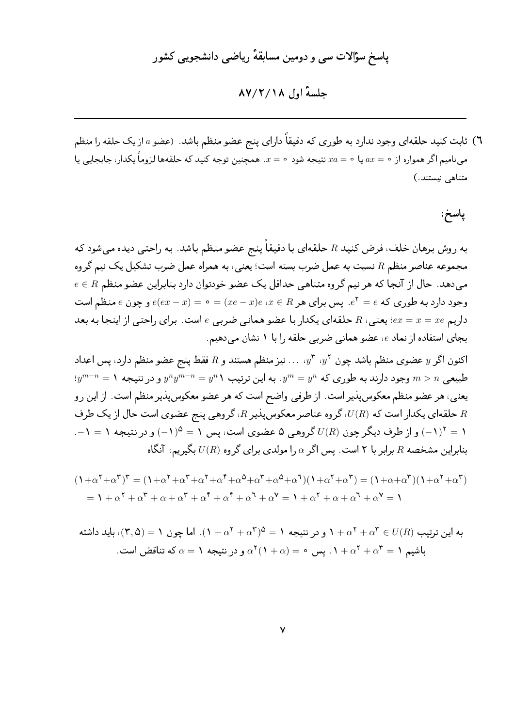# پاسخ سؤالات سی و دومین مسابقهٔ ریاضی دانشجویی کشور

## جلسهٔ اول ۸۷/۲/۱۸

---

۶) ثابت کنید حلقه‌ای وجود ندارد به طوری که دقیقاً دارای پنج عضو منظم باشد. (عضو $a$ از یک حلقه را منظم می‌نامیم اگر همواره از $ax = 0$ یا $xa = 0$ نتیجه شود $x = 0$. همچنین توجه کنید که حلقه‌ها لزوماً یکدار، جابجایی یا متناهی نیستند.)

### پاسخ:

به روش برهان خلف، فرض کنید $R$ حلقه‌ای با دقیقاً پنج عضو منظم باشد. به راحتی دیده می‌شود که مجموعه عناصر منظم $R$ نسبت به عمل ضرب بسته است؛ یعنی، به همراه عمل ضرب تشکیل یک نیم گروه می‌دهد. حال از آنجا که هر نیم گروه متناهی حداقل یک عضو خودتوان دارد بنابراین عضو منظم $e \in R$ وجود دارد به طوری که $e^2 = e$. پس برای هر $x \in R$، $e(ex - x) = 0 = (xe - x)e$ و چون $e$ منظم است داریم $ex = x = xe$؛ یعنی، $R$ حلقه‌ای یکدار با عضو همانی ضربی $e$ است. برای راحتی از اینجا به بعد بجای استفاده از نماد $e$، عضو همانی ضربی حلقه را با $1$ نشان می‌دهیم.

اکنون اگر $y$ عضوی منظم باشد چون $y^2$، $y^3$، ... نیز منظم هستند و $R$ فقط پنج عضو منظم دارد، پس اعداد طبیعی $m > n$ وجود دارند به طوری که $y^m = y^n$. به این ترتیب $y^n y^{m-n} = y^n 1$ و در نتیجه $y^{m-n} = 1$؛ یعنی، هر عضو منظم معکوس‌پذیر است. از طرفی واضح است که هر عضو معکوس‌پذیر منظم است. از این رو $R$ حلقه‌ای یکدار است که $U(R)$، گروه عناصر معکوس‌پذیر $R$، گروهی پنج عضوی است حال از یک طرف $(-1)^2 = 1$ و از طرف دیگر چون $U(R)$ گروهی ۵ عضوی است، پس $(-1)^5 = 1$ و در نتیجه $-1 = 1$. بنابراین مشخصه $R$ برابر با ۲ است. پس اگر $\alpha$ را مولدی برای گروه $U(R)$ بگیریم، آنگاه

$$(1+\alpha^2+\alpha^3)^3 = (1+\alpha^2+\alpha^3+\alpha^2+\alpha^4+\alpha^5+\alpha^3+\alpha^5+\alpha^6)(1+\alpha^2+\alpha^3) = (1+\alpha+\alpha^3)(1+\alpha^2+\alpha^3)$$
$$= 1+\alpha^2+\alpha^3+\alpha+\alpha^3+\alpha^4+\alpha^4+\alpha^6+\alpha^7 = 1+\alpha^2+\alpha+\alpha^6+\alpha^7 = 1$$

به این ترتیب $1+\alpha^2+\alpha^3 \in U(R)$ و در نتیجه $(1+\alpha^2+\alpha^3)^5 = 1$. اما چون $(3,5) = 1$، باید داشته باشیم $1+\alpha^2+\alpha^3 = 1$. پس $\alpha^2(1+\alpha) = 0$ و در نتیجه $\alpha = 1$ که تناقض است.